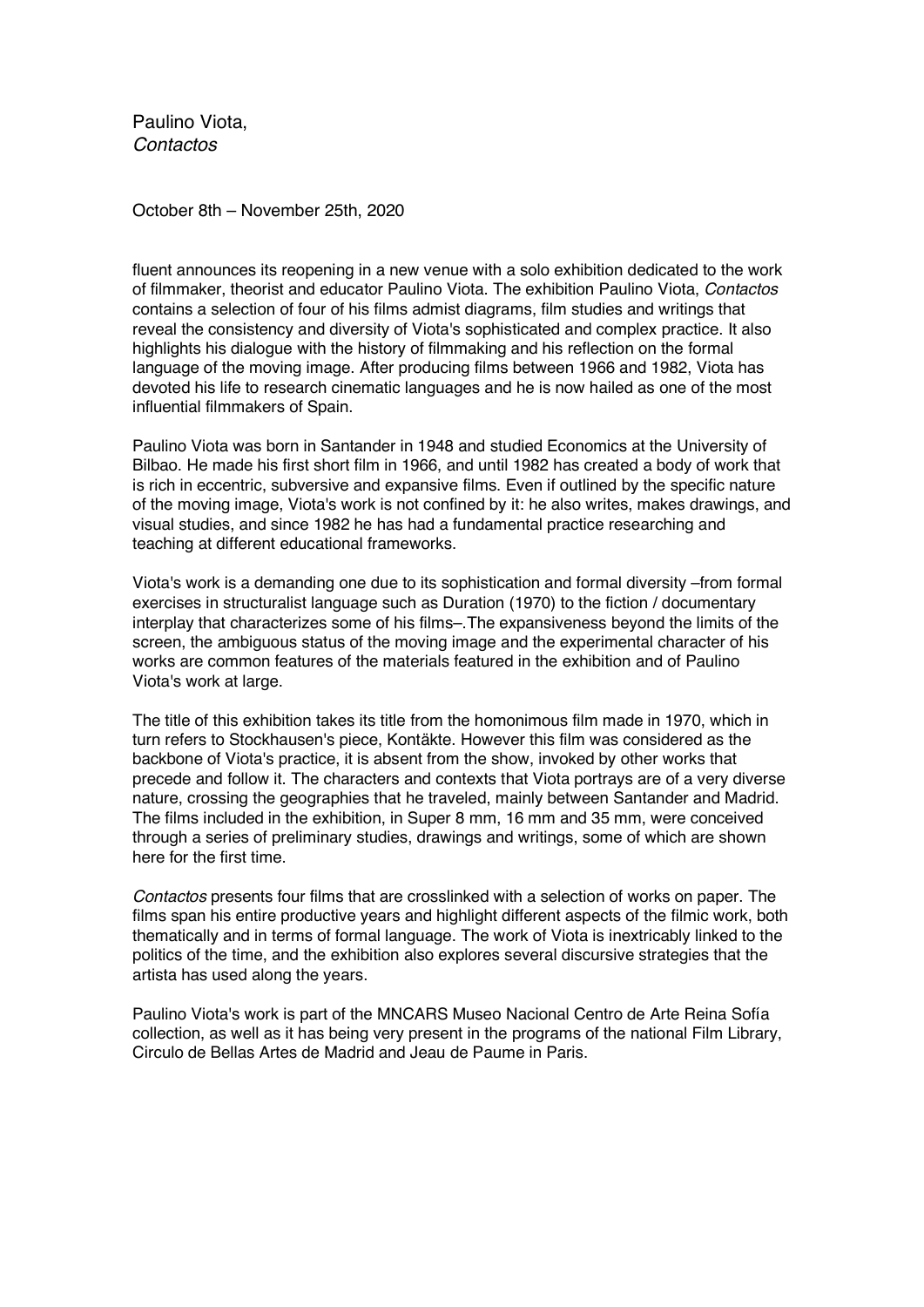Paulino Viota,
*Contactos*

October 8th – November 25th, 2020

fluent announces its reopening in a new venue with a solo exhibition dedicated to the work of filmmaker, theorist and educator Paulino Viota. The exhibition Paulino Viota, *Contactos* contains a selection of four of his films admist diagrams, film studies and writings that reveal the consistency and diversity of Viota's sophisticated and complex practice. It also highlights his dialogue with the history of filmmaking and his reflection on the formal language of the moving image. After producing films between 1966 and 1982, Viota has devoted his life to research cinematic languages and he is now hailed as one of the most influential filmmakers of Spain.

Paulino Viota was born in Santander in 1948 and studied Economics at the University of Bilbao. He made his first short film in 1966, and until 1982 has created a body of work that is rich in eccentric, subversive and expansive films. Even if outlined by the specific nature of the moving image, Viota's work is not confined by it: he also writes, makes drawings, and visual studies, and since 1982 he has had a fundamental practice researching and teaching at different educational frameworks.

Viota's work is a demanding one due to its sophistication and formal diversity –from formal exercises in structuralist language such as Duration (1970) to the fiction / documentary interplay that characterizes some of his films–.The expansiveness beyond the limits of the screen, the ambiguous status of the moving image and the experimental character of his works are common features of the materials featured in the exhibition and of Paulino Viota's work at large.

The title of this exhibition takes its title from the homonimous film made in 1970, which in turn refers to Stockhausen's piece, Kontäkte. However this film was considered as the backbone of Viota's practice, it is absent from the show, invoked by other works that precede and follow it. The characters and contexts that Viota portrays are of a very diverse nature, crossing the geographies that he traveled, mainly between Santander and Madrid. The films included in the exhibition, in Super 8 mm, 16 mm and 35 mm, were conceived through a series of preliminary studies, drawings and writings, some of which are shown here for the first time.

*Contactos* presents four films that are crosslinked with a selection of works on paper. The films span his entire productive years and highlight different aspects of the filmic work, both thematically and in terms of formal language. The work of Viota is inextricably linked to the politics of the time, and the exhibition also explores several discursive strategies that the artista has used along the years.

Paulino Viota's work is part of the MNCARS Museo Nacional Centro de Arte Reina Sofía collection, as well as it has being very present in the programs of the national Film Library, Circulo de Bellas Artes de Madrid and Jeau de Paume in Paris.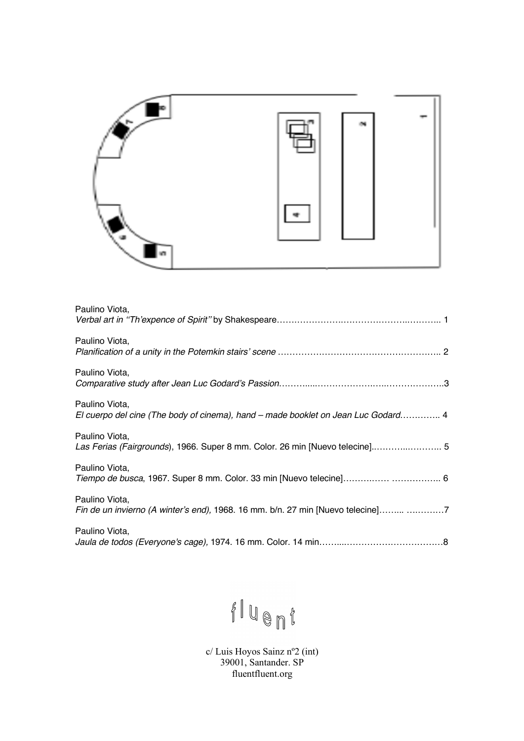Paulino Viota,
*Verbal art in "Th'expence of Spirit"* by Shakespeare……………………………………………….. 1

Paulino Viota,
*Planification of a unity in the Potemkin stairs' scene* ……………………………………………….. 2

Paulino Viota,
*Comparative study after Jean Luc Godard's Passion*……………………………………………….3

Paulino Viota,
*El cuerpo del cine (The body of cinema), hand – made booklet on Jean Luc Godard*………….. 4

Paulino Viota,
*Las Ferias (Fairgrounds*), 1966. Super 8 mm. Color. 26 min [Nuevo telecine]……………………. 5

Paulino Viota,
*Tiempo de busca*, 1967. Super 8 mm. Color. 33 min [Nuevo telecine]…………… …………….. 6

Paulino Viota,
*Fin de un invierno (A winter's end),* 1968. 16 mm. b/n. 27 min [Nuevo telecine]……... ….……….7

Paulino Viota,
*Jaula de todos (Everyone's cage),* 1974. 16 mm. Color. 14 min………………………………….8

fluent

c/ Luis Hoyos Sainz nº2 (int)
39001, Santander. SP
fluentfluent.org